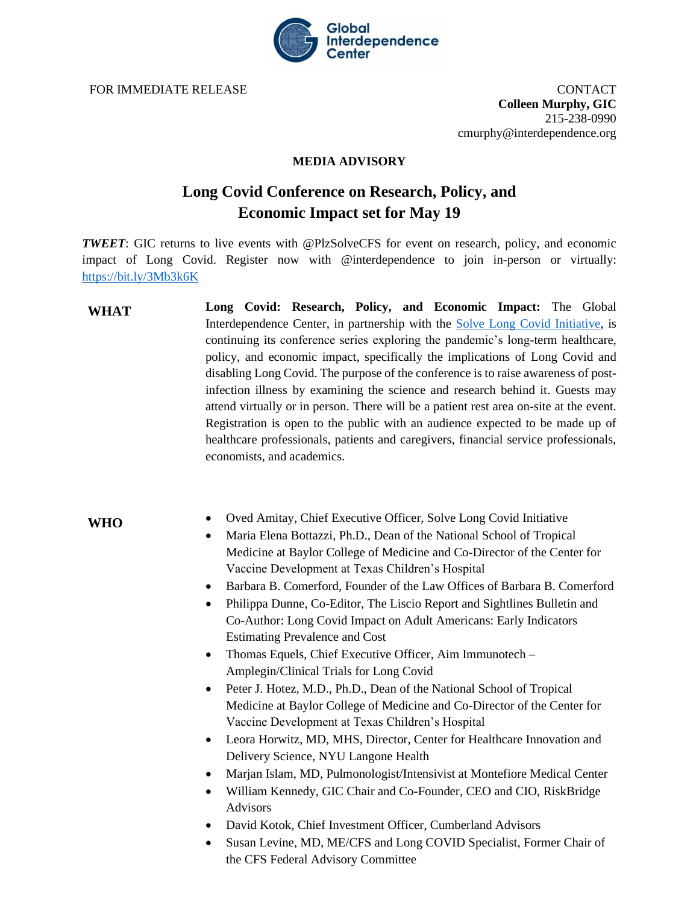Global Interdependence Center

FOR IMMEDIATE RELEASE

CONTACT
**Colleen Murphy, GIC**
215-238-0990
cmurphy@interdependence.org

**MEDIA ADVISORY**

# Long Covid Conference on Research, Policy, and Economic Impact set for May 19

***TWEET***: GIC returns to live events with @PlzSolveCFS for event on research, policy, and economic impact of Long Covid. Register now with @interdependence to join in-person or virtually: https://bit.ly/3Mb3k6K

**WHAT**

**Long Covid: Research, Policy, and Economic Impact:** The Global Interdependence Center, in partnership with the Solve Long Covid Initiative, is continuing its conference series exploring the pandemic's long-term healthcare, policy, and economic impact, specifically the implications of Long Covid and disabling Long Covid. The purpose of the conference is to raise awareness of post-infection illness by examining the science and research behind it. Guests may attend virtually or in person. There will be a patient rest area on-site at the event. Registration is open to the public with an audience expected to be made up of healthcare professionals, patients and caregivers, financial service professionals, economists, and academics.

**WHO**

- Oved Amitay, Chief Executive Officer, Solve Long Covid Initiative
- Maria Elena Bottazzi, Ph.D., Dean of the National School of Tropical Medicine at Baylor College of Medicine and Co-Director of the Center for Vaccine Development at Texas Children's Hospital
- Barbara B. Comerford, Founder of the Law Offices of Barbara B. Comerford
- Philippa Dunne, Co-Editor, The Liscio Report and Sightlines Bulletin and Co-Author: Long Covid Impact on Adult Americans: Early Indicators Estimating Prevalence and Cost
- Thomas Equels, Chief Executive Officer, Aim Immunotech – Amplegin/Clinical Trials for Long Covid
- Peter J. Hotez, M.D., Ph.D., Dean of the National School of Tropical Medicine at Baylor College of Medicine and Co-Director of the Center for Vaccine Development at Texas Children's Hospital
- Leora Horwitz, MD, MHS, Director, Center for Healthcare Innovation and Delivery Science, NYU Langone Health
- Marjan Islam, MD, Pulmonologist/Intensivist at Montefiore Medical Center
- William Kennedy, GIC Chair and Co-Founder, CEO and CIO, RiskBridge Advisors
- David Kotok, Chief Investment Officer, Cumberland Advisors
- Susan Levine, MD, ME/CFS and Long COVID Specialist, Former Chair of the CFS Federal Advisory Committee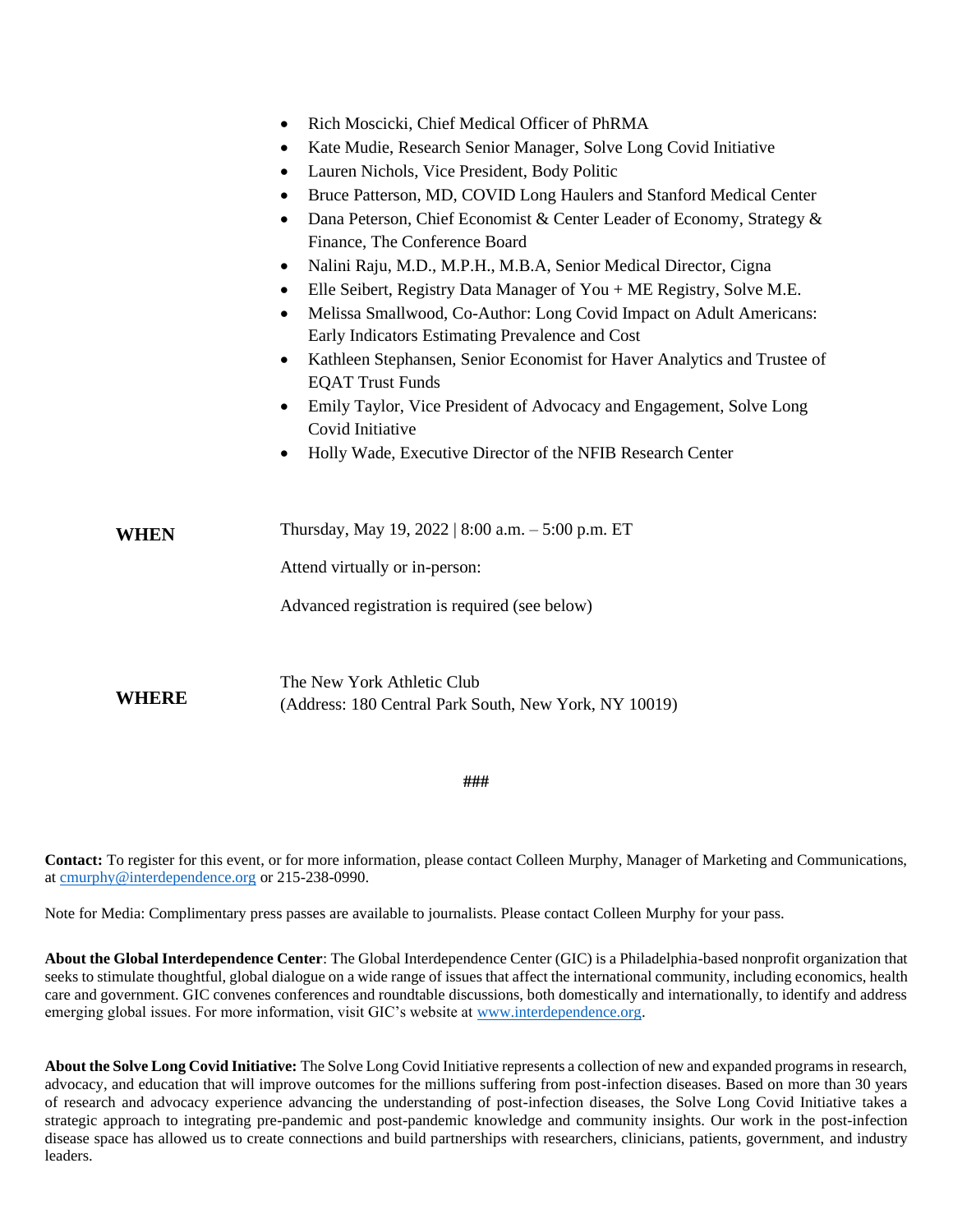- Rich Moscicki, Chief Medical Officer of PhRMA
- Kate Mudie, Research Senior Manager, Solve Long Covid Initiative
- Lauren Nichols, Vice President, Body Politic
- Bruce Patterson, MD, COVID Long Haulers and Stanford Medical Center
- Dana Peterson, Chief Economist & Center Leader of Economy, Strategy & Finance, The Conference Board
- Nalini Raju, M.D., M.P.H., M.B.A, Senior Medical Director, Cigna
- Elle Seibert, Registry Data Manager of You + ME Registry, Solve M.E.
- Melissa Smallwood, Co-Author: Long Covid Impact on Adult Americans: Early Indicators Estimating Prevalence and Cost
- Kathleen Stephansen, Senior Economist for Haver Analytics and Trustee of EQAT Trust Funds
- Emily Taylor, Vice President of Advocacy and Engagement, Solve Long Covid Initiative
- Holly Wade, Executive Director of the NFIB Research Center

**WHEN**

Thursday, May 19, 2022 | 8:00 a.m. – 5:00 p.m. ET

Attend virtually or in-person:

Advanced registration is required (see below)

**WHERE**

The New York Athletic Club
(Address: 180 Central Park South, New York, NY 10019)

###

**Contact:** To register for this event, or for more information, please contact Colleen Murphy, Manager of Marketing and Communications, at cmurphy@interdependence.org or 215-238-0990.

Note for Media: Complimentary press passes are available to journalists. Please contact Colleen Murphy for your pass.

**About the Global Interdependence Center**: The Global Interdependence Center (GIC) is a Philadelphia-based nonprofit organization that seeks to stimulate thoughtful, global dialogue on a wide range of issues that affect the international community, including economics, health care and government. GIC convenes conferences and roundtable discussions, both domestically and internationally, to identify and address emerging global issues. For more information, visit GIC's website at www.interdependence.org.

**About the Solve Long Covid Initiative:** The Solve Long Covid Initiative represents a collection of new and expanded programs in research, advocacy, and education that will improve outcomes for the millions suffering from post-infection diseases. Based on more than 30 years of research and advocacy experience advancing the understanding of post-infection diseases, the Solve Long Covid Initiative takes a strategic approach to integrating pre-pandemic and post-pandemic knowledge and community insights. Our work in the post-infection disease space has allowed us to create connections and build partnerships with researchers, clinicians, patients, government, and industry leaders.